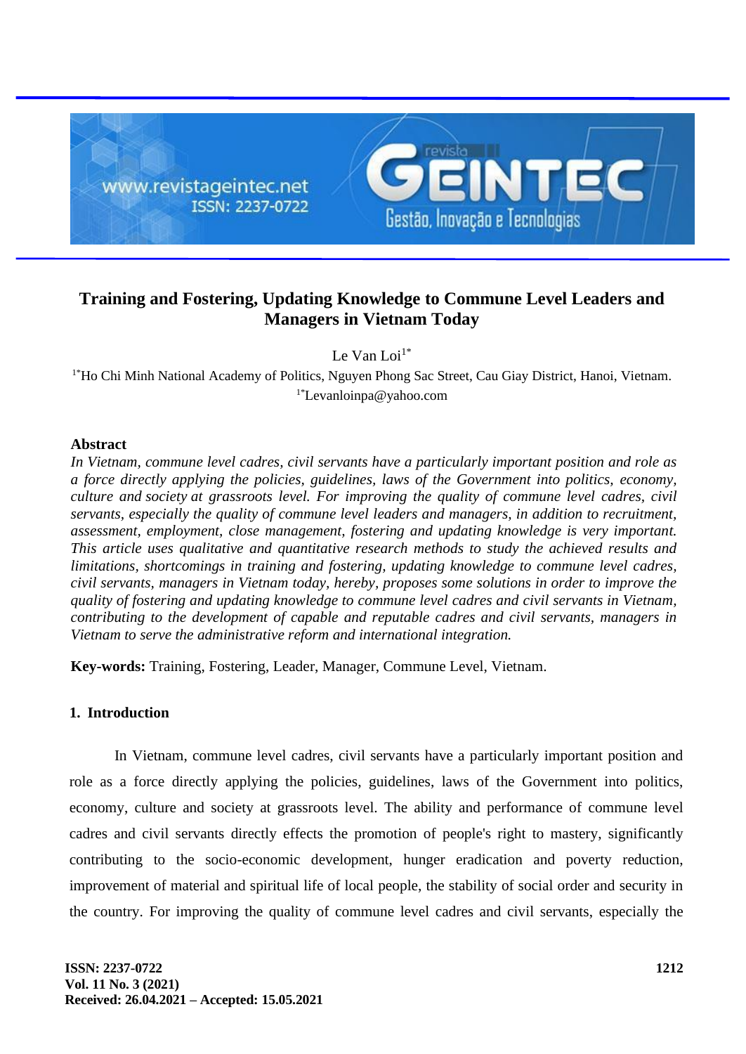# Training and Fostering, Updating Knowledge to Commune Level Leaders and Managers in Vietnam Today

Le Van Loi[1*]

[1*]Ho Chi Minh National Academy of Politics, Nguyen Phong Sac Street, Cau Giay District, Hanoi, Vietnam.

[1*]Levanloinpa@yahoo.com

## Abstract

*In Vietnam, commune level cadres, civil servants have a particularly important position and role as a force directly applying the policies, guidelines, laws of the Government into politics, economy, culture and society at grassroots level. For improving the quality of commune level cadres, civil servants, especially the quality of commune level leaders and managers, in addition to recruitment, assessment, employment, close management, fostering and updating knowledge is very important. This article uses qualitative and quantitative research methods to study the achieved results and limitations, shortcomings in training and fostering, updating knowledge to commune level cadres, civil servants, managers in Vietnam today, hereby, proposes some solutions in order to improve the quality of fostering and updating knowledge to commune level cadres and civil servants in Vietnam, contributing to the development of capable and reputable cadres and civil servants, managers in Vietnam to serve the administrative reform and international integration.*

**Key-words:** Training, Fostering, Leader, Manager, Commune Level, Vietnam.

## 1. Introduction

In Vietnam, commune level cadres, civil servants have a particularly important position and role as a force directly applying the policies, guidelines, laws of the Government into politics, economy, culture and society at grassroots level. The ability and performance of commune level cadres and civil servants directly effects the promotion of people's right to mastery, significantly contributing to the socio-economic development, hunger eradication and poverty reduction, improvement of material and spiritual life of local people, the stability of social order and security in the country. For improving the quality of commune level cadres and civil servants, especially the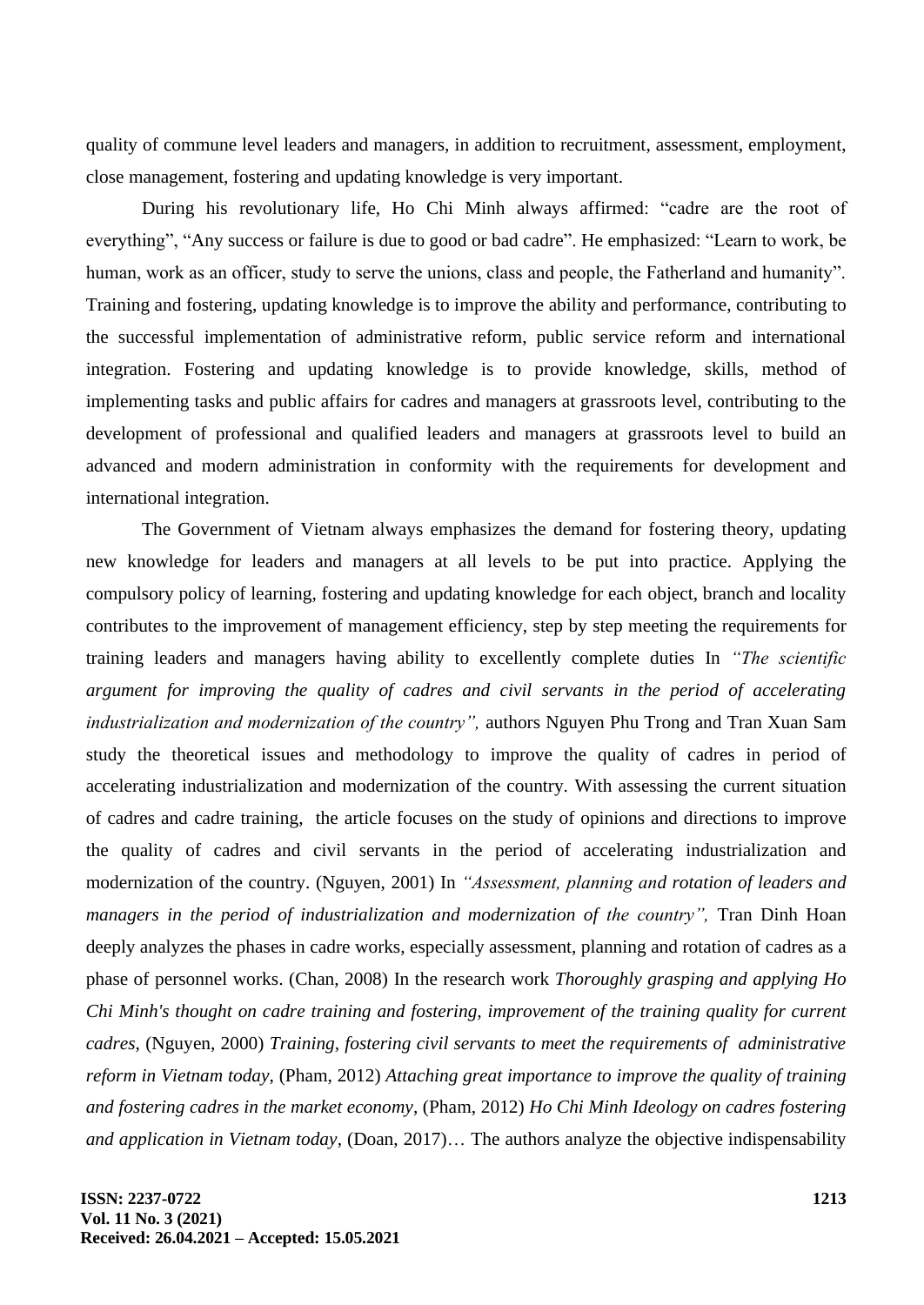quality of commune level leaders and managers, in addition to recruitment, assessment, employment, close management, fostering and updating knowledge is very important.

During his revolutionary life, Ho Chi Minh always affirmed: "cadre are the root of everything", "Any success or failure is due to good or bad cadre". He emphasized: "Learn to work, be human, work as an officer, study to serve the unions, class and people, the Fatherland and humanity". Training and fostering, updating knowledge is to improve the ability and performance, contributing to the successful implementation of administrative reform, public service reform and international integration. Fostering and updating knowledge is to provide knowledge, skills, method of implementing tasks and public affairs for cadres and managers at grassroots level, contributing to the development of professional and qualified leaders and managers at grassroots level to build an advanced and modern administration in conformity with the requirements for development and international integration.

The Government of Vietnam always emphasizes the demand for fostering theory, updating new knowledge for leaders and managers at all levels to be put into practice. Applying the compulsory policy of learning, fostering and updating knowledge for each object, branch and locality contributes to the improvement of management efficiency, step by step meeting the requirements for training leaders and managers having ability to excellently complete duties In *"The scientific argument for improving the quality of cadres and civil servants in the period of accelerating industrialization and modernization of the country",* authors Nguyen Phu Trong and Tran Xuan Sam study the theoretical issues and methodology to improve the quality of cadres in period of accelerating industrialization and modernization of the country. With assessing the current situation of cadres and cadre training, the article focuses on the study of opinions and directions to improve the quality of cadres and civil servants in the period of accelerating industrialization and modernization of the country. (Nguyen, 2001) In *"Assessment, planning and rotation of leaders and managers in the period of industrialization and modernization of the country",* Tran Dinh Hoan deeply analyzes the phases in cadre works, especially assessment, planning and rotation of cadres as a phase of personnel works. (Chan, 2008) In the research work *Thoroughly grasping and applying Ho Chi Minh's thought on cadre training and fostering, improvement of the training quality for current cadres*, (Nguyen, 2000) *Training, fostering civil servants to meet the requirements of administrative reform in Vietnam today*, (Pham, 2012) *Attaching great importance to improve the quality of training and fostering cadres in the market economy*, (Pham, 2012) *Ho Chi Minh Ideology on cadres fostering and application in Vietnam today*, (Doan, 2017)… The authors analyze the objective indispensability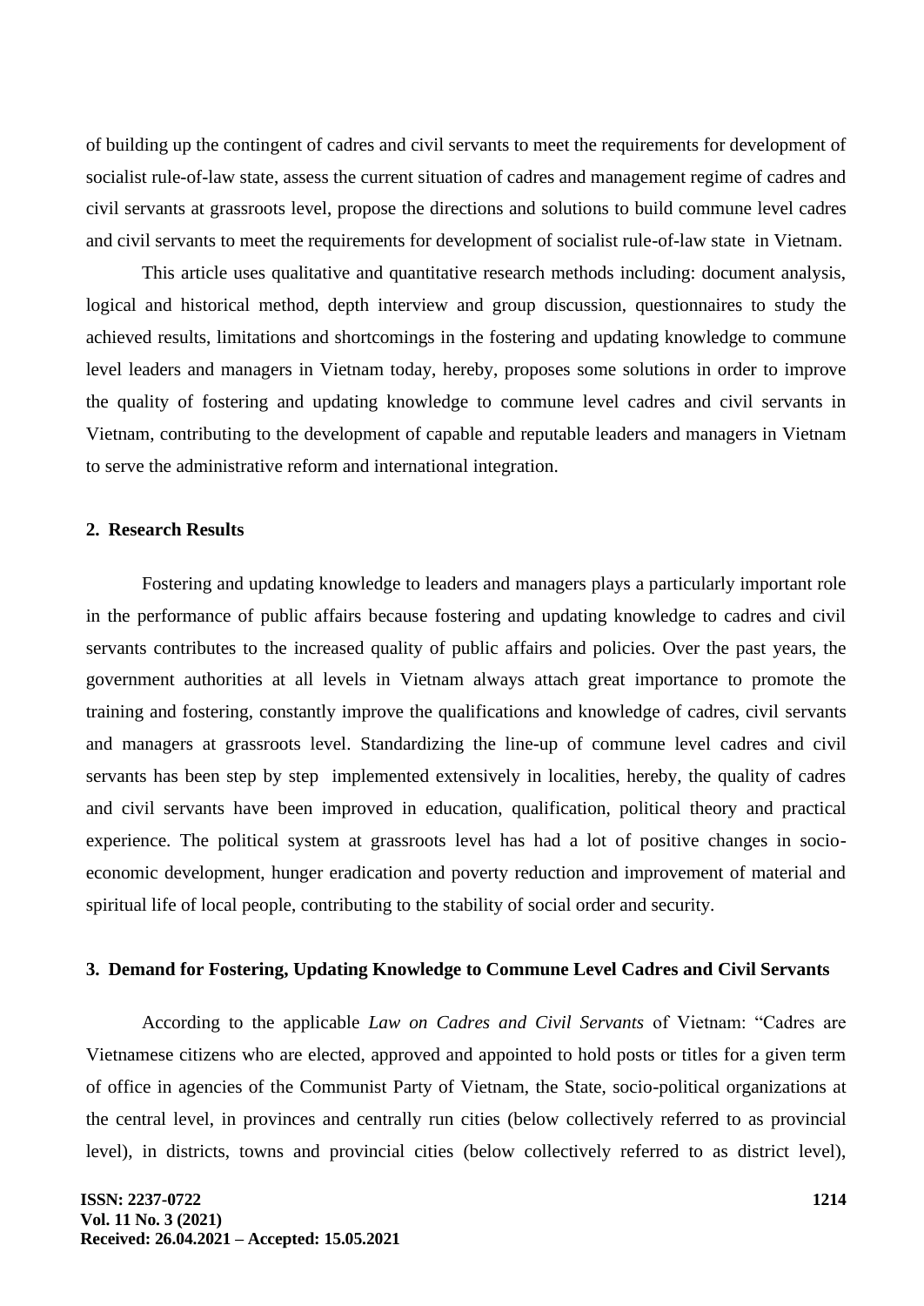of building up the contingent of cadres and civil servants to meet the requirements for development of socialist rule-of-law state, assess the current situation of cadres and management regime of cadres and civil servants at grassroots level, propose the directions and solutions to build commune level cadres and civil servants to meet the requirements for development of socialist rule-of-law state in Vietnam.

This article uses qualitative and quantitative research methods including: document analysis, logical and historical method, depth interview and group discussion, questionnaires to study the achieved results, limitations and shortcomings in the fostering and updating knowledge to commune level leaders and managers in Vietnam today, hereby, proposes some solutions in order to improve the quality of fostering and updating knowledge to commune level cadres and civil servants in Vietnam, contributing to the development of capable and reputable leaders and managers in Vietnam to serve the administrative reform and international integration.

## 2. Research Results

Fostering and updating knowledge to leaders and managers plays a particularly important role in the performance of public affairs because fostering and updating knowledge to cadres and civil servants contributes to the increased quality of public affairs and policies. Over the past years, the government authorities at all levels in Vietnam always attach great importance to promote the training and fostering, constantly improve the qualifications and knowledge of cadres, civil servants and managers at grassroots level. Standardizing the line-up of commune level cadres and civil servants has been step by step implemented extensively in localities, hereby, the quality of cadres and civil servants have been improved in education, qualification, political theory and practical experience. The political system at grassroots level has had a lot of positive changes in socio-economic development, hunger eradication and poverty reduction and improvement of material and spiritual life of local people, contributing to the stability of social order and security.

## 3. Demand for Fostering, Updating Knowledge to Commune Level Cadres and Civil Servants

According to the applicable *Law on Cadres and Civil Servants* of Vietnam: "Cadres are Vietnamese citizens who are elected, approved and appointed to hold posts or titles for a given term of office in agencies of the Communist Party of Vietnam, the State, socio-political organizations at the central level, in provinces and centrally run cities (below collectively referred to as provincial level), in districts, towns and provincial cities (below collectively referred to as district level),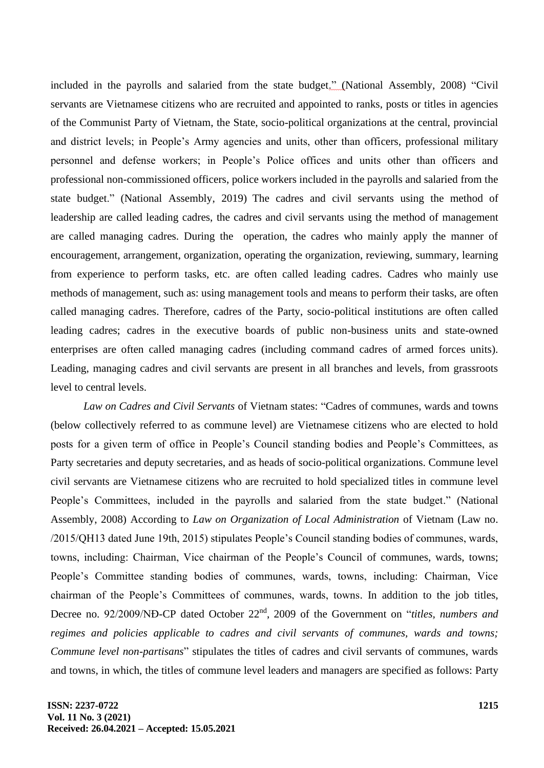included in the payrolls and salaried from the state budget." (National Assembly, 2008) "Civil servants are Vietnamese citizens who are recruited and appointed to ranks, posts or titles in agencies of the Communist Party of Vietnam, the State, socio-political organizations at the central, provincial and district levels; in People's Army agencies and units, other than officers, professional military personnel and defense workers; in People's Police offices and units other than officers and professional non-commissioned officers, police workers included in the payrolls and salaried from the state budget." (National Assembly, 2019) The cadres and civil servants using the method of leadership are called leading cadres, the cadres and civil servants using the method of management are called managing cadres. During the operation, the cadres who mainly apply the manner of encouragement, arrangement, organization, operating the organization, reviewing, summary, learning from experience to perform tasks, etc. are often called leading cadres. Cadres who mainly use methods of management, such as: using management tools and means to perform their tasks, are often called managing cadres. Therefore, cadres of the Party, socio-political institutions are often called leading cadres; cadres in the executive boards of public non-business units and state-owned enterprises are often called managing cadres (including command cadres of armed forces units). Leading, managing cadres and civil servants are present in all branches and levels, from grassroots level to central levels.

*Law on Cadres and Civil Servants* of Vietnam states: "Cadres of communes, wards and towns (below collectively referred to as commune level) are Vietnamese citizens who are elected to hold posts for a given term of office in People's Council standing bodies and People's Committees, as Party secretaries and deputy secretaries, and as heads of socio-political organizations. Commune level civil servants are Vietnamese citizens who are recruited to hold specialized titles in commune level People's Committees, included in the payrolls and salaried from the state budget." (National Assembly, 2008) According to *Law on Organization of Local Administration* of Vietnam (Law no. /2015/QH13 dated June 19th, 2015) stipulates People's Council standing bodies of communes, wards, towns, including: Chairman, Vice chairman of the People's Council of communes, wards, towns; People's Committee standing bodies of communes, wards, towns, including: Chairman, Vice chairman of the People's Committees of communes, wards, towns. In addition to the job titles, Decree no. 92/2009/NĐ-CP dated October 22nd, 2009 of the Government on "*titles, numbers and regimes and policies applicable to cadres and civil servants of communes, wards and towns; Commune level non-partisans*" stipulates the titles of cadres and civil servants of communes, wards and towns, in which, the titles of commune level leaders and managers are specified as follows: Party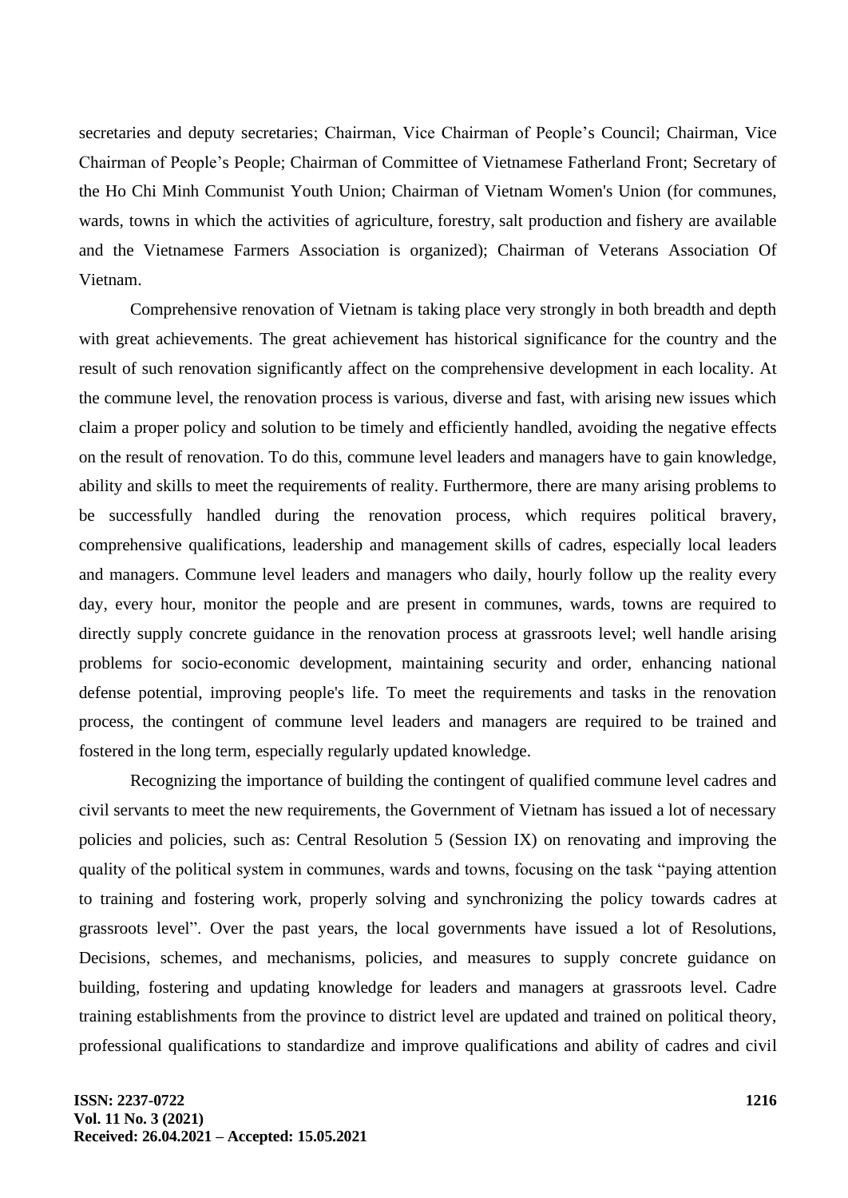secretaries and deputy secretaries; Chairman, Vice Chairman of People's Council; Chairman, Vice Chairman of People's People; Chairman of Committee of Vietnamese Fatherland Front; Secretary of the Ho Chi Minh Communist Youth Union; Chairman of Vietnam Women's Union (for communes, wards, towns in which the activities of agriculture, forestry, salt production and fishery are available and the Vietnamese Farmers Association is organized); Chairman of Veterans Association Of Vietnam.

Comprehensive renovation of Vietnam is taking place very strongly in both breadth and depth with great achievements. The great achievement has historical significance for the country and the result of such renovation significantly affect on the comprehensive development in each locality. At the commune level, the renovation process is various, diverse and fast, with arising new issues which claim a proper policy and solution to be timely and efficiently handled, avoiding the negative effects on the result of renovation. To do this, commune level leaders and managers have to gain knowledge, ability and skills to meet the requirements of reality. Furthermore, there are many arising problems to be successfully handled during the renovation process, which requires political bravery, comprehensive qualifications, leadership and management skills of cadres, especially local leaders and managers. Commune level leaders and managers who daily, hourly follow up the reality every day, every hour, monitor the people and are present in communes, wards, towns are required to directly supply concrete guidance in the renovation process at grassroots level; well handle arising problems for socio-economic development, maintaining security and order, enhancing national defense potential, improving people's life. To meet the requirements and tasks in the renovation process, the contingent of commune level leaders and managers are required to be trained and fostered in the long term, especially regularly updated knowledge.

Recognizing the importance of building the contingent of qualified commune level cadres and civil servants to meet the new requirements, the Government of Vietnam has issued a lot of necessary policies and policies, such as: Central Resolution 5 (Session IX) on renovating and improving the quality of the political system in communes, wards and towns, focusing on the task "paying attention to training and fostering work, properly solving and synchronizing the policy towards cadres at grassroots level". Over the past years, the local governments have issued a lot of Resolutions, Decisions, schemes, and mechanisms, policies, and measures to supply concrete guidance on building, fostering and updating knowledge for leaders and managers at grassroots level. Cadre training establishments from the province to district level are updated and trained on political theory, professional qualifications to standardize and improve qualifications and ability of cadres and civil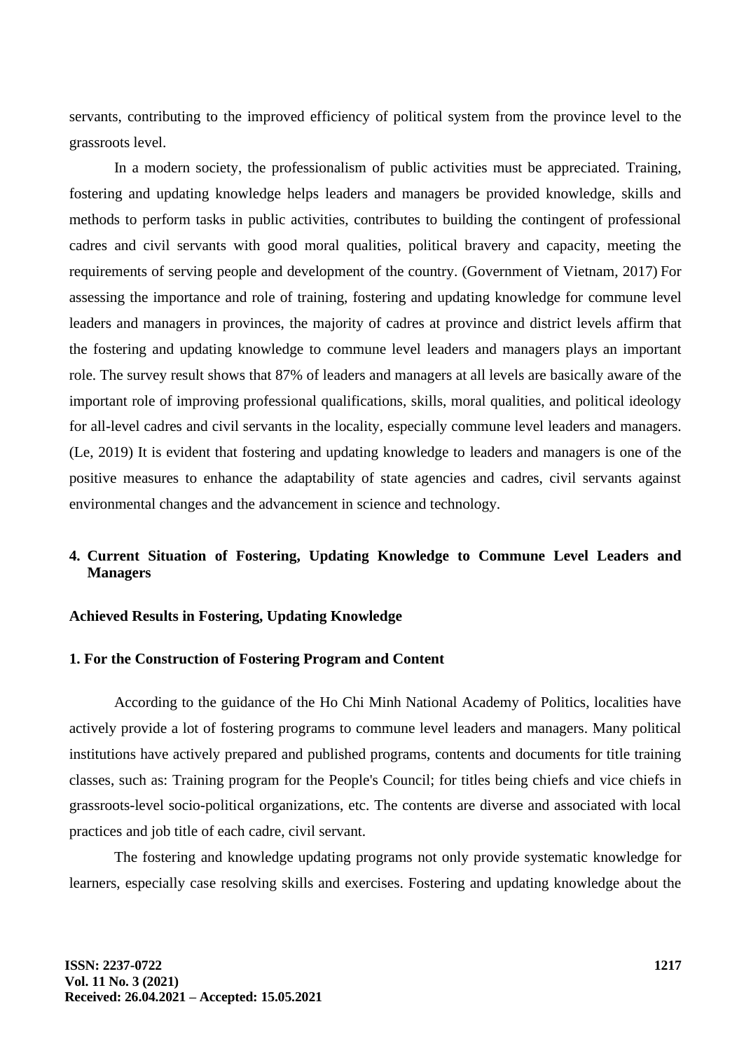servants, contributing to the improved efficiency of political system from the province level to the grassroots level.

In a modern society, the professionalism of public activities must be appreciated. Training, fostering and updating knowledge helps leaders and managers be provided knowledge, skills and methods to perform tasks in public activities, contributes to building the contingent of professional cadres and civil servants with good moral qualities, political bravery and capacity, meeting the requirements of serving people and development of the country. (Government of Vietnam, 2017) For assessing the importance and role of training, fostering and updating knowledge for commune level leaders and managers in provinces, the majority of cadres at province and district levels affirm that the fostering and updating knowledge to commune level leaders and managers plays an important role. The survey result shows that 87% of leaders and managers at all levels are basically aware of the important role of improving professional qualifications, skills, moral qualities, and political ideology for all-level cadres and civil servants in the locality, especially commune level leaders and managers. (Le, 2019) It is evident that fostering and updating knowledge to leaders and managers is one of the positive measures to enhance the adaptability of state agencies and cadres, civil servants against environmental changes and the advancement in science and technology.

## 4. Current Situation of Fostering, Updating Knowledge to Commune Level Leaders and Managers

### Achieved Results in Fostering, Updating Knowledge

### 1. For the Construction of Fostering Program and Content

According to the guidance of the Ho Chi Minh National Academy of Politics, localities have actively provide a lot of fostering programs to commune level leaders and managers. Many political institutions have actively prepared and published programs, contents and documents for title training classes, such as: Training program for the People's Council; for titles being chiefs and vice chiefs in grassroots-level socio-political organizations, etc. The contents are diverse and associated with local practices and job title of each cadre, civil servant.

The fostering and knowledge updating programs not only provide systematic knowledge for learners, especially case resolving skills and exercises. Fostering and updating knowledge about the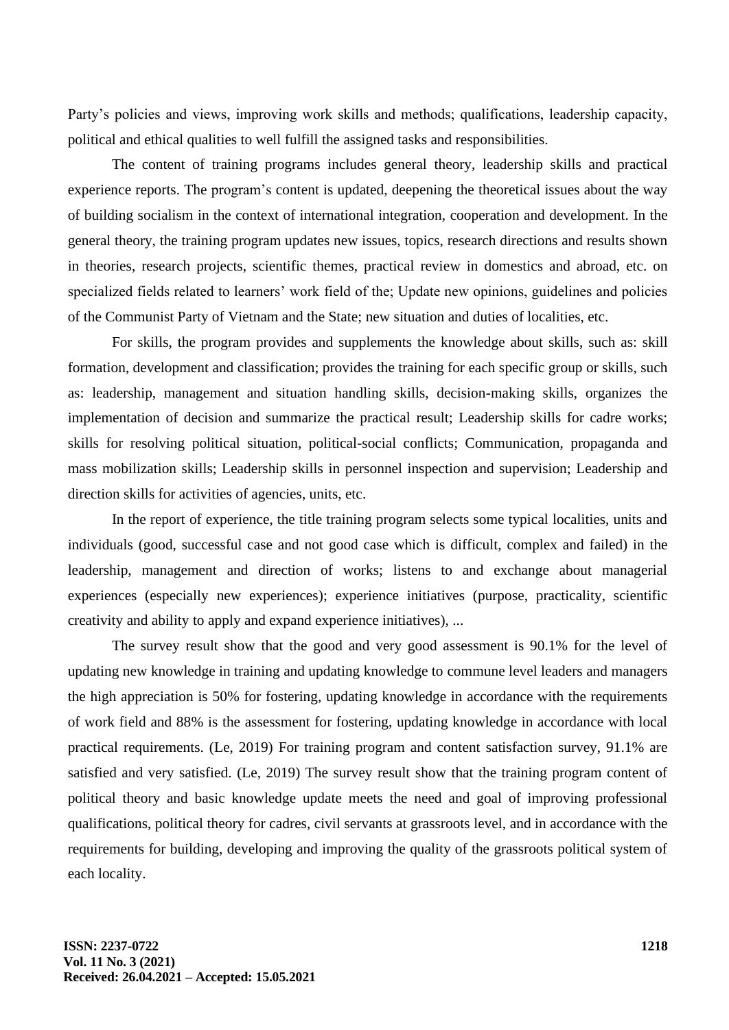Party's policies and views, improving work skills and methods; qualifications, leadership capacity, political and ethical qualities to well fulfill the assigned tasks and responsibilities.

The content of training programs includes general theory, leadership skills and practical experience reports. The program's content is updated, deepening the theoretical issues about the way of building socialism in the context of international integration, cooperation and development. In the general theory, the training program updates new issues, topics, research directions and results shown in theories, research projects, scientific themes, practical review in domestics and abroad, etc. on specialized fields related to learners' work field of the; Update new opinions, guidelines and policies of the Communist Party of Vietnam and the State; new situation and duties of localities, etc.

For skills, the program provides and supplements the knowledge about skills, such as: skill formation, development and classification; provides the training for each specific group or skills, such as: leadership, management and situation handling skills, decision-making skills, organizes the implementation of decision and summarize the practical result; Leadership skills for cadre works; skills for resolving political situation, political-social conflicts; Communication, propaganda and mass mobilization skills; Leadership skills in personnel inspection and supervision; Leadership and direction skills for activities of agencies, units, etc.

In the report of experience, the title training program selects some typical localities, units and individuals (good, successful case and not good case which is difficult, complex and failed) in the leadership, management and direction of works; listens to and exchange about managerial experiences (especially new experiences); experience initiatives (purpose, practicality, scientific creativity and ability to apply and expand experience initiatives), ...

The survey result show that the good and very good assessment is 90.1% for the level of updating new knowledge in training and updating knowledge to commune level leaders and managers the high appreciation is 50% for fostering, updating knowledge in accordance with the requirements of work field and 88% is the assessment for fostering, updating knowledge in accordance with local practical requirements. (Le, 2019) For training program and content satisfaction survey, 91.1% are satisfied and very satisfied. (Le, 2019) The survey result show that the training program content of political theory and basic knowledge update meets the need and goal of improving professional qualifications, political theory for cadres, civil servants at grassroots level, and in accordance with the requirements for building, developing and improving the quality of the grassroots political system of each locality.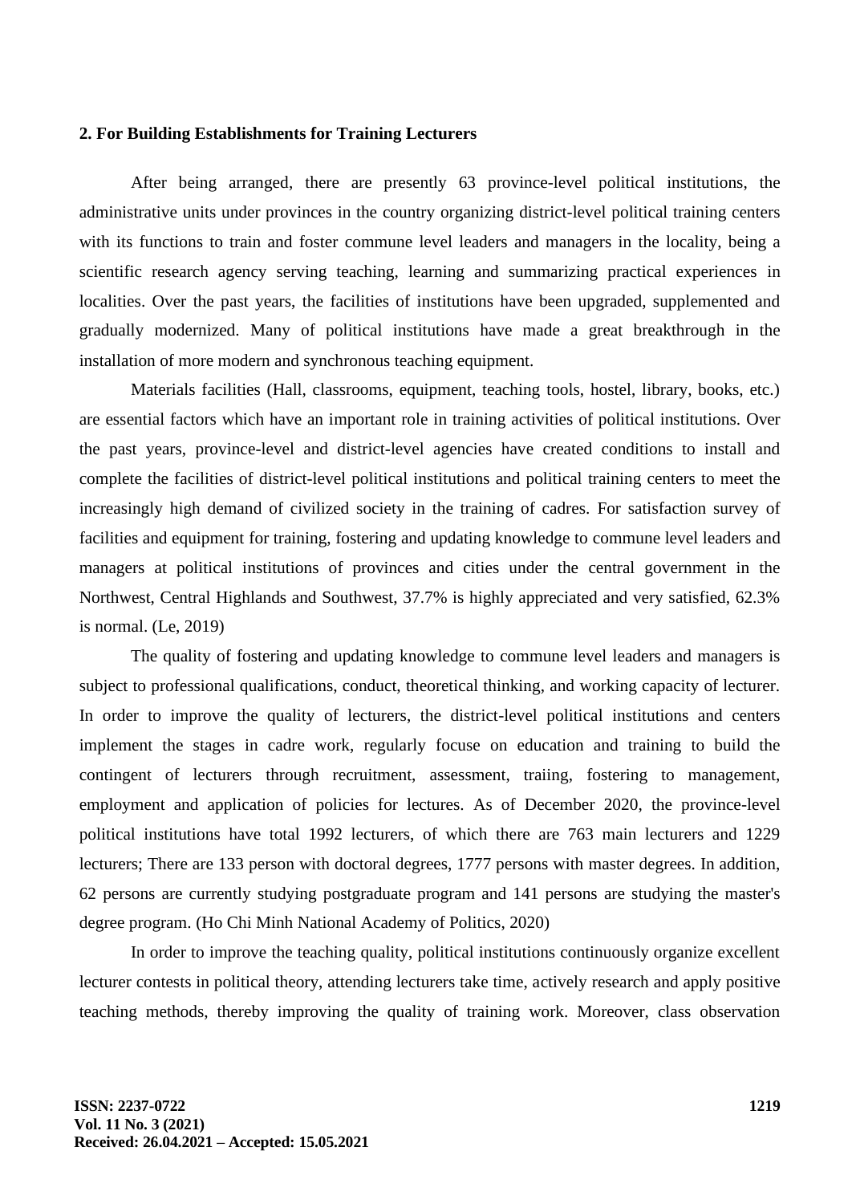**2. For Building Establishments for Training Lecturers**

After being arranged, there are presently 63 province-level political institutions, the administrative units under provinces in the country organizing district-level political training centers with its functions to train and foster commune level leaders and managers in the locality, being a scientific research agency serving teaching, learning and summarizing practical experiences in localities. Over the past years, the facilities of institutions have been upgraded, supplemented and gradually modernized. Many of political institutions have made a great breakthrough in the installation of more modern and synchronous teaching equipment.

Materials facilities (Hall, classrooms, equipment, teaching tools, hostel, library, books, etc.) are essential factors which have an important role in training activities of political institutions. Over the past years, province-level and district-level agencies have created conditions to install and complete the facilities of district-level political institutions and political training centers to meet the increasingly high demand of civilized society in the training of cadres. For satisfaction survey of facilities and equipment for training, fostering and updating knowledge to commune level leaders and managers at political institutions of provinces and cities under the central government in the Northwest, Central Highlands and Southwest, 37.7% is highly appreciated and very satisfied, 62.3% is normal. (Le, 2019)

The quality of fostering and updating knowledge to commune level leaders and managers is subject to professional qualifications, conduct, theoretical thinking, and working capacity of lecturer. In order to improve the quality of lecturers, the district-level political institutions and centers implement the stages in cadre work, regularly focuse on education and training to build the contingent of lecturers through recruitment, assessment, traiing, fostering to management, employment and application of policies for lectures. As of December 2020, the province-level political institutions have total 1992 lecturers, of which there are 763 main lecturers and 1229 lecturers; There are 133 person with doctoral degrees, 1777 persons with master degrees. In addition, 62 persons are currently studying postgraduate program and 141 persons are studying the master's degree program. (Ho Chi Minh National Academy of Politics, 2020)

In order to improve the teaching quality, political institutions continuously organize excellent lecturer contests in political theory, attending lecturers take time, actively research and apply positive teaching methods, thereby improving the quality of training work. Moreover, class observation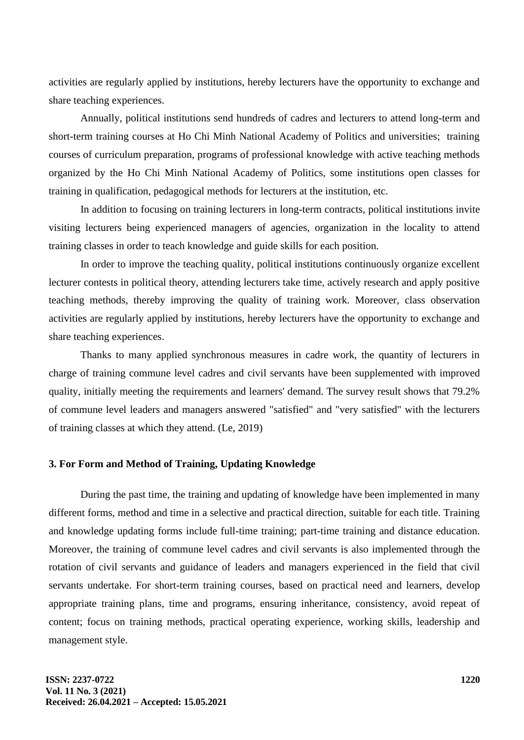activities are regularly applied by institutions, hereby lecturers have the opportunity to exchange and share teaching experiences.

Annually, political institutions send hundreds of cadres and lecturers to attend long-term and short-term training courses at Ho Chi Minh National Academy of Politics and universities; training courses of curriculum preparation, programs of professional knowledge with active teaching methods organized by the Ho Chi Minh National Academy of Politics, some institutions open classes for training in qualification, pedagogical methods for lecturers at the institution, etc.

In addition to focusing on training lecturers in long-term contracts, political institutions invite visiting lecturers being experienced managers of agencies, organization in the locality to attend training classes in order to teach knowledge and guide skills for each position.

In order to improve the teaching quality, political institutions continuously organize excellent lecturer contests in political theory, attending lecturers take time, actively research and apply positive teaching methods, thereby improving the quality of training work. Moreover, class observation activities are regularly applied by institutions, hereby lecturers have the opportunity to exchange and share teaching experiences.

Thanks to many applied synchronous measures in cadre work, the quantity of lecturers in charge of training commune level cadres and civil servants have been supplemented with improved quality, initially meeting the requirements and learners' demand. The survey result shows that 79.2% of commune level leaders and managers answered "satisfied" and "very satisfied" with the lecturers of training classes at which they attend. (Le, 2019)

### 3. For Form and Method of Training, Updating Knowledge

During the past time, the training and updating of knowledge have been implemented in many different forms, method and time in a selective and practical direction, suitable for each title. Training and knowledge updating forms include full-time training; part-time training and distance education. Moreover, the training of commune level cadres and civil servants is also implemented through the rotation of civil servants and guidance of leaders and managers experienced in the field that civil servants undertake. For short-term training courses, based on practical need and learners, develop appropriate training plans, time and programs, ensuring inheritance, consistency, avoid repeat of content; focus on training methods, practical operating experience, working skills, leadership and management style.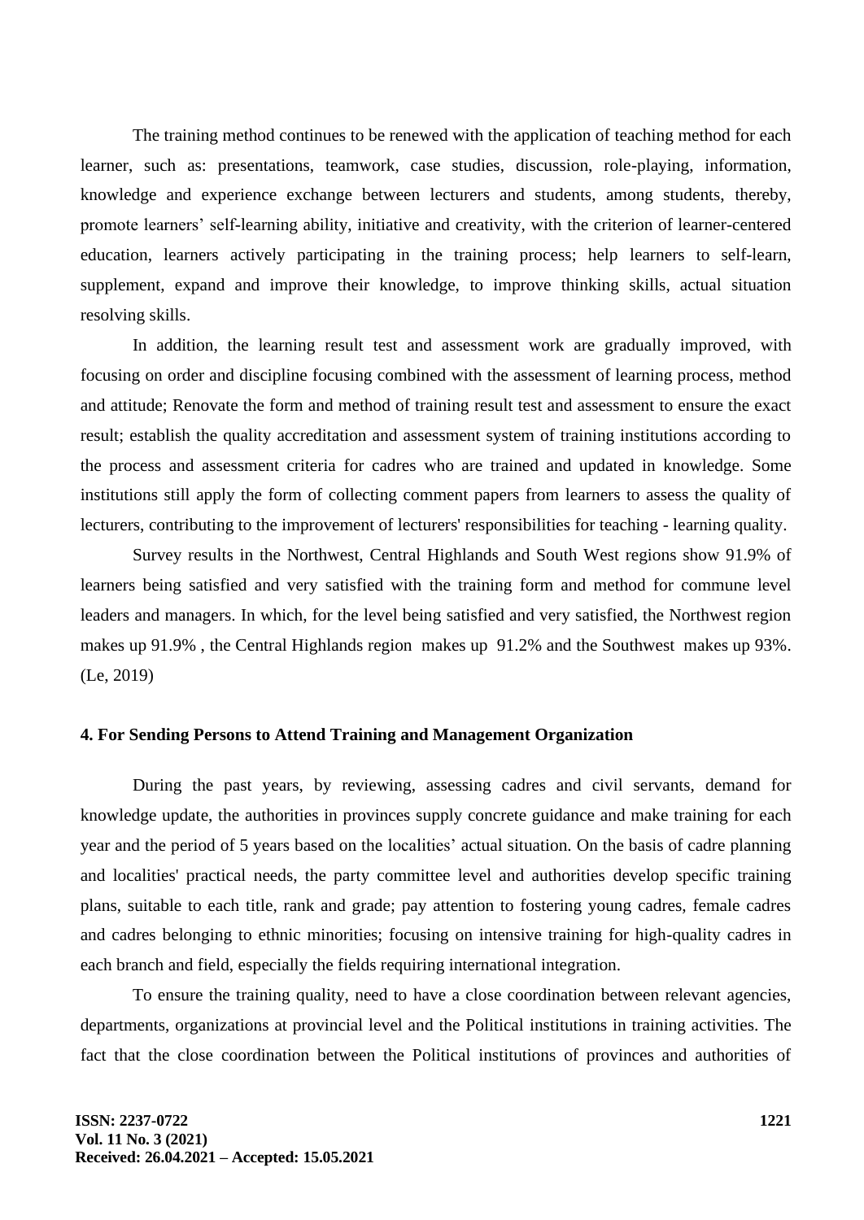The training method continues to be renewed with the application of teaching method for each learner, such as: presentations, teamwork, case studies, discussion, role-playing, information, knowledge and experience exchange between lecturers and students, among students, thereby, promote learners' self-learning ability, initiative and creativity, with the criterion of learner-centered education, learners actively participating in the training process; help learners to self-learn, supplement, expand and improve their knowledge, to improve thinking skills, actual situation resolving skills.

In addition, the learning result test and assessment work are gradually improved, with focusing on order and discipline focusing combined with the assessment of learning process, method and attitude; Renovate the form and method of training result test and assessment to ensure the exact result; establish the quality accreditation and assessment system of training institutions according to the process and assessment criteria for cadres who are trained and updated in knowledge. Some institutions still apply the form of collecting comment papers from learners to assess the quality of lecturers, contributing to the improvement of lecturers' responsibilities for teaching - learning quality.

Survey results in the Northwest, Central Highlands and South West regions show 91.9% of learners being satisfied and very satisfied with the training form and method for commune level leaders and managers. In which, for the level being satisfied and very satisfied, the Northwest region makes up 91.9% , the Central Highlands region makes up 91.2% and the Southwest makes up 93%. (Le, 2019)

## 4. For Sending Persons to Attend Training and Management Organization

During the past years, by reviewing, assessing cadres and civil servants, demand for knowledge update, the authorities in provinces supply concrete guidance and make training for each year and the period of 5 years based on the localities' actual situation. On the basis of cadre planning and localities' practical needs, the party committee level and authorities develop specific training plans, suitable to each title, rank and grade; pay attention to fostering young cadres, female cadres and cadres belonging to ethnic minorities; focusing on intensive training for high-quality cadres in each branch and field, especially the fields requiring international integration.

To ensure the training quality, need to have a close coordination between relevant agencies, departments, organizations at provincial level and the Political institutions in training activities. The fact that the close coordination between the Political institutions of provinces and authorities of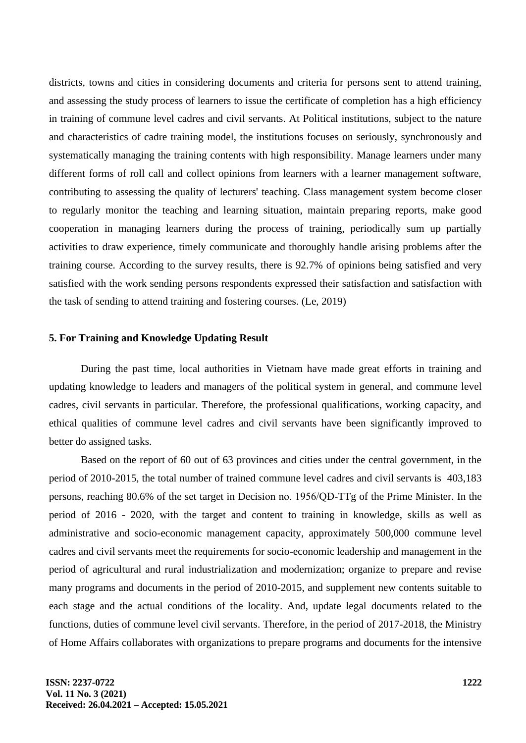districts, towns and cities in considering documents and criteria for persons sent to attend training, and assessing the study process of learners to issue the certificate of completion has a high efficiency in training of commune level cadres and civil servants. At Political institutions, subject to the nature and characteristics of cadre training model, the institutions focuses on seriously, synchronously and systematically managing the training contents with high responsibility. Manage learners under many different forms of roll call and collect opinions from learners with a learner management software, contributing to assessing the quality of lecturers' teaching. Class management system become closer to regularly monitor the teaching and learning situation, maintain preparing reports, make good cooperation in managing learners during the process of training, periodically sum up partially activities to draw experience, timely communicate and thoroughly handle arising problems after the training course. According to the survey results, there is 92.7% of opinions being satisfied and very satisfied with the work sending persons respondents expressed their satisfaction and satisfaction with the task of sending to attend training and fostering courses. (Le, 2019)

### 5. For Training and Knowledge Updating Result

During the past time, local authorities in Vietnam have made great efforts in training and updating knowledge to leaders and managers of the political system in general, and commune level cadres, civil servants in particular. Therefore, the professional qualifications, working capacity, and ethical qualities of commune level cadres and civil servants have been significantly improved to better do assigned tasks.

Based on the report of 60 out of 63 provinces and cities under the central government, in the period of 2010-2015, the total number of trained commune level cadres and civil servants is 403,183 persons, reaching 80.6% of the set target in Decision no. 1956/QĐ-TTg of the Prime Minister. In the period of 2016 - 2020, with the target and content to training in knowledge, skills as well as administrative and socio-economic management capacity, approximately 500,000 commune level cadres and civil servants meet the requirements for socio-economic leadership and management in the period of agricultural and rural industrialization and modernization; organize to prepare and revise many programs and documents in the period of 2010-2015, and supplement new contents suitable to each stage and the actual conditions of the locality. And, update legal documents related to the functions, duties of commune level civil servants. Therefore, in the period of 2017-2018, the Ministry of Home Affairs collaborates with organizations to prepare programs and documents for the intensive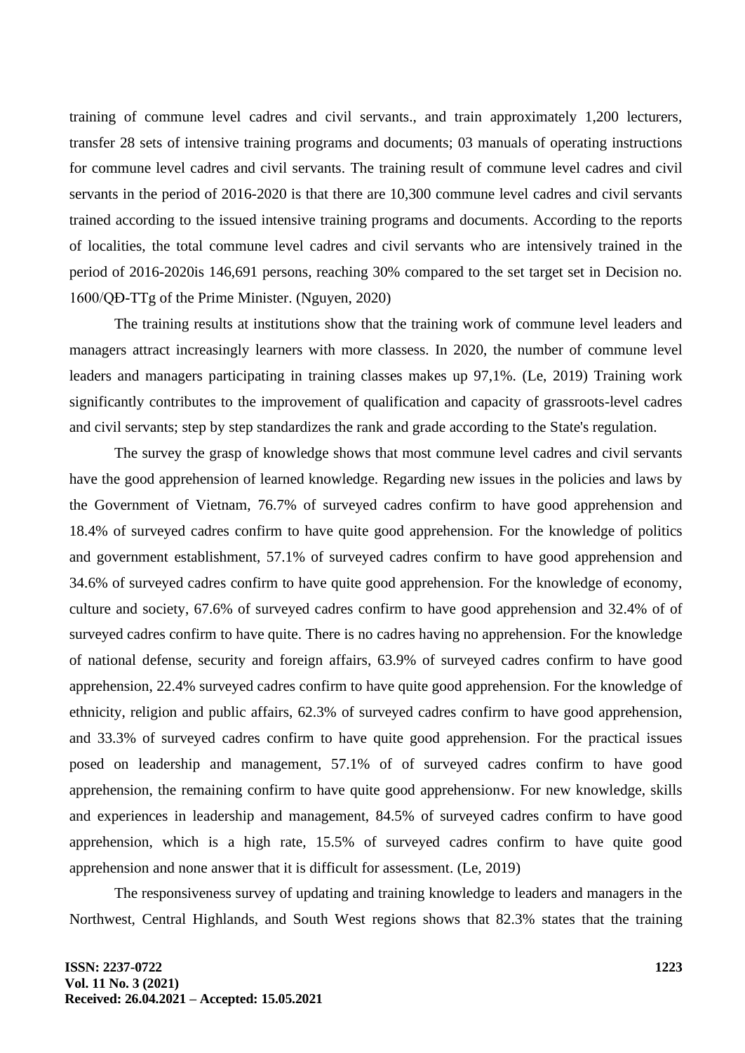training of commune level cadres and civil servants., and train approximately 1,200 lecturers, transfer 28 sets of intensive training programs and documents; 03 manuals of operating instructions for commune level cadres and civil servants. The training result of commune level cadres and civil servants in the period of 2016-2020 is that there are 10,300 commune level cadres and civil servants trained according to the issued intensive training programs and documents. According to the reports of localities, the total commune level cadres and civil servants who are intensively trained in the period of 2016-2020is 146,691 persons, reaching 30% compared to the set target set in Decision no. 1600/QĐ-TTg of the Prime Minister. (Nguyen, 2020)

The training results at institutions show that the training work of commune level leaders and managers attract increasingly learners with more classess. In 2020, the number of commune level leaders and managers participating in training classes makes up 97,1%. (Le, 2019) Training work significantly contributes to the improvement of qualification and capacity of grassroots-level cadres and civil servants; step by step standardizes the rank and grade according to the State's regulation.

The survey the grasp of knowledge shows that most commune level cadres and civil servants have the good apprehension of learned knowledge. Regarding new issues in the policies and laws by the Government of Vietnam, 76.7% of surveyed cadres confirm to have good apprehension and 18.4% of surveyed cadres confirm to have quite good apprehension. For the knowledge of politics and government establishment, 57.1% of surveyed cadres confirm to have good apprehension and 34.6% of surveyed cadres confirm to have quite good apprehension. For the knowledge of economy, culture and society, 67.6% of surveyed cadres confirm to have good apprehension and 32.4% of of surveyed cadres confirm to have quite. There is no cadres having no apprehension. For the knowledge of national defense, security and foreign affairs, 63.9% of surveyed cadres confirm to have good apprehension, 22.4% surveyed cadres confirm to have quite good apprehension. For the knowledge of ethnicity, religion and public affairs, 62.3% of surveyed cadres confirm to have good apprehension, and 33.3% of surveyed cadres confirm to have quite good apprehension. For the practical issues posed on leadership and management, 57.1% of of surveyed cadres confirm to have good apprehension, the remaining confirm to have quite good apprehensionw. For new knowledge, skills and experiences in leadership and management, 84.5% of surveyed cadres confirm to have good apprehension, which is a high rate, 15.5% of surveyed cadres confirm to have quite good apprehension and none answer that it is difficult for assessment. (Le, 2019)

The responsiveness survey of updating and training knowledge to leaders and managers in the Northwest, Central Highlands, and South West regions shows that 82.3% states that the training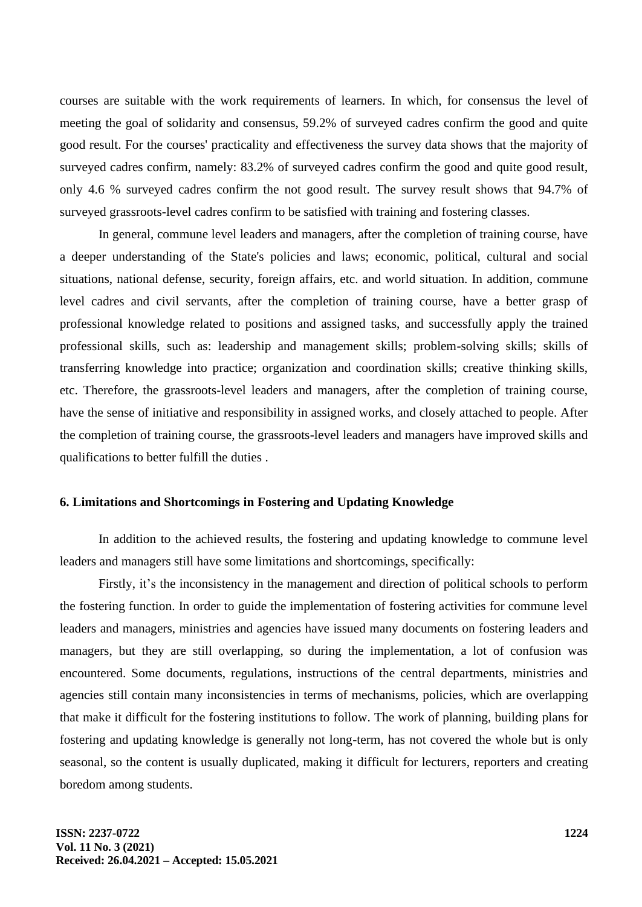courses are suitable with the work requirements of learners. In which, for consensus the level of meeting the goal of solidarity and consensus, 59.2% of surveyed cadres confirm the good and quite good result. For the courses' practicality and effectiveness the survey data shows that the majority of surveyed cadres confirm, namely: 83.2% of surveyed cadres confirm the good and quite good result, only 4.6 % surveyed cadres confirm the not good result. The survey result shows that 94.7% of surveyed grassroots-level cadres confirm to be satisfied with training and fostering classes.

In general, commune level leaders and managers, after the completion of training course, have a deeper understanding of the State's policies and laws; economic, political, cultural and social situations, national defense, security, foreign affairs, etc. and world situation. In addition, commune level cadres and civil servants, after the completion of training course, have a better grasp of professional knowledge related to positions and assigned tasks, and successfully apply the trained professional skills, such as: leadership and management skills; problem-solving skills; skills of transferring knowledge into practice; organization and coordination skills; creative thinking skills, etc. Therefore, the grassroots-level leaders and managers, after the completion of training course, have the sense of initiative and responsibility in assigned works, and closely attached to people. After the completion of training course, the grassroots-level leaders and managers have improved skills and qualifications to better fulfill the duties .

## 6. Limitations and Shortcomings in Fostering and Updating Knowledge

In addition to the achieved results, the fostering and updating knowledge to commune level leaders and managers still have some limitations and shortcomings, specifically:

Firstly, it's the inconsistency in the management and direction of political schools to perform the fostering function. In order to guide the implementation of fostering activities for commune level leaders and managers, ministries and agencies have issued many documents on fostering leaders and managers, but they are still overlapping, so during the implementation, a lot of confusion was encountered. Some documents, regulations, instructions of the central departments, ministries and agencies still contain many inconsistencies in terms of mechanisms, policies, which are overlapping that make it difficult for the fostering institutions to follow. The work of planning, building plans for fostering and updating knowledge is generally not long-term, has not covered the whole but is only seasonal, so the content is usually duplicated, making it difficult for lecturers, reporters and creating boredom among students.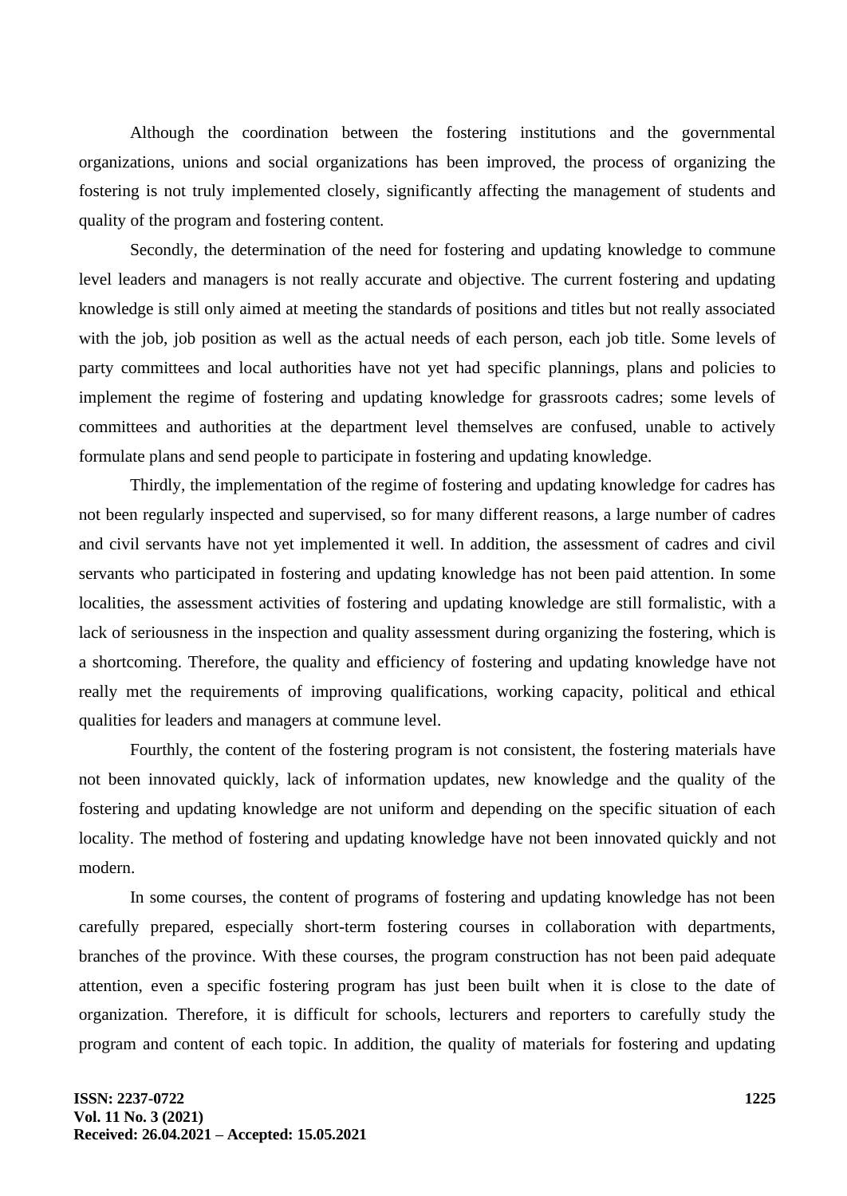Although the coordination between the fostering institutions and the governmental organizations, unions and social organizations has been improved, the process of organizing the fostering is not truly implemented closely, significantly affecting the management of students and quality of the program and fostering content.

Secondly, the determination of the need for fostering and updating knowledge to commune level leaders and managers is not really accurate and objective. The current fostering and updating knowledge is still only aimed at meeting the standards of positions and titles but not really associated with the job, job position as well as the actual needs of each person, each job title. Some levels of party committees and local authorities have not yet had specific plannings, plans and policies to implement the regime of fostering and updating knowledge for grassroots cadres; some levels of committees and authorities at the department level themselves are confused, unable to actively formulate plans and send people to participate in fostering and updating knowledge.

Thirdly, the implementation of the regime of fostering and updating knowledge for cadres has not been regularly inspected and supervised, so for many different reasons, a large number of cadres and civil servants have not yet implemented it well. In addition, the assessment of cadres and civil servants who participated in fostering and updating knowledge has not been paid attention. In some localities, the assessment activities of fostering and updating knowledge are still formalistic, with a lack of seriousness in the inspection and quality assessment during organizing the fostering, which is a shortcoming. Therefore, the quality and efficiency of fostering and updating knowledge have not really met the requirements of improving qualifications, working capacity, political and ethical qualities for leaders and managers at commune level.

Fourthly, the content of the fostering program is not consistent, the fostering materials have not been innovated quickly, lack of information updates, new knowledge and the quality of the fostering and updating knowledge are not uniform and depending on the specific situation of each locality. The method of fostering and updating knowledge have not been innovated quickly and not modern.

In some courses, the content of programs of fostering and updating knowledge has not been carefully prepared, especially short-term fostering courses in collaboration with departments, branches of the province. With these courses, the program construction has not been paid adequate attention, even a specific fostering program has just been built when it is close to the date of organization. Therefore, it is difficult for schools, lecturers and reporters to carefully study the program and content of each topic. In addition, the quality of materials for fostering and updating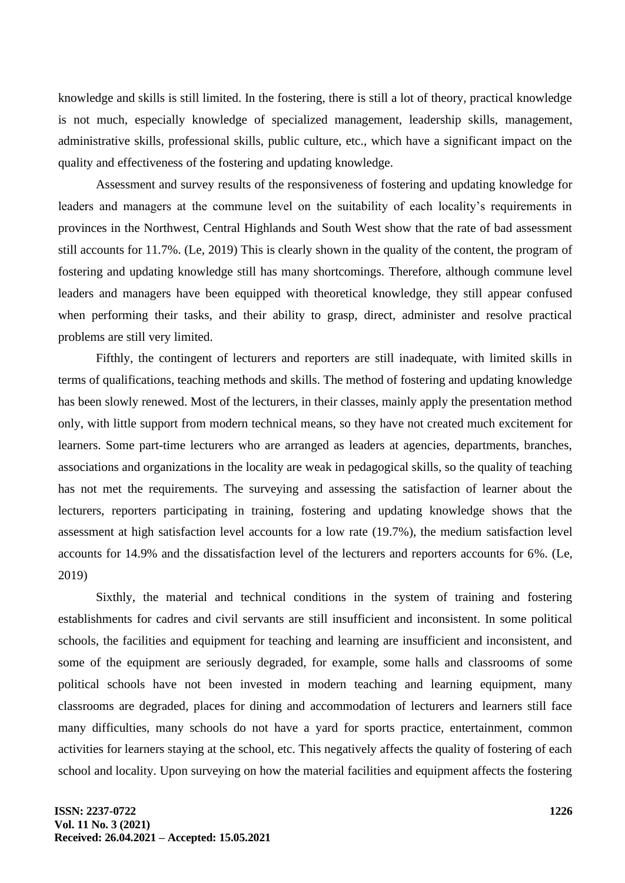knowledge and skills is still limited. In the fostering, there is still a lot of theory, practical knowledge is not much, especially knowledge of specialized management, leadership skills, management, administrative skills, professional skills, public culture, etc., which have a significant impact on the quality and effectiveness of the fostering and updating knowledge.

Assessment and survey results of the responsiveness of fostering and updating knowledge for leaders and managers at the commune level on the suitability of each locality's requirements in provinces in the Northwest, Central Highlands and South West show that the rate of bad assessment still accounts for 11.7%. (Le, 2019) This is clearly shown in the quality of the content, the program of fostering and updating knowledge still has many shortcomings. Therefore, although commune level leaders and managers have been equipped with theoretical knowledge, they still appear confused when performing their tasks, and their ability to grasp, direct, administer and resolve practical problems are still very limited.

Fifthly, the contingent of lecturers and reporters are still inadequate, with limited skills in terms of qualifications, teaching methods and skills. The method of fostering and updating knowledge has been slowly renewed. Most of the lecturers, in their classes, mainly apply the presentation method only, with little support from modern technical means, so they have not created much excitement for learners. Some part-time lecturers who are arranged as leaders at agencies, departments, branches, associations and organizations in the locality are weak in pedagogical skills, so the quality of teaching has not met the requirements. The surveying and assessing the satisfaction of learner about the lecturers, reporters participating in training, fostering and updating knowledge shows that the assessment at high satisfaction level accounts for a low rate (19.7%), the medium satisfaction level accounts for 14.9% and the dissatisfaction level of the lecturers and reporters accounts for 6%. (Le, 2019)

Sixthly, the material and technical conditions in the system of training and fostering establishments for cadres and civil servants are still insufficient and inconsistent. In some political schools, the facilities and equipment for teaching and learning are insufficient and inconsistent, and some of the equipment are seriously degraded, for example, some halls and classrooms of some political schools have not been invested in modern teaching and learning equipment, many classrooms are degraded, places for dining and accommodation of lecturers and learners still face many difficulties, many schools do not have a yard for sports practice, entertainment, common activities for learners staying at the school, etc. This negatively affects the quality of fostering of each school and locality. Upon surveying on how the material facilities and equipment affects the fostering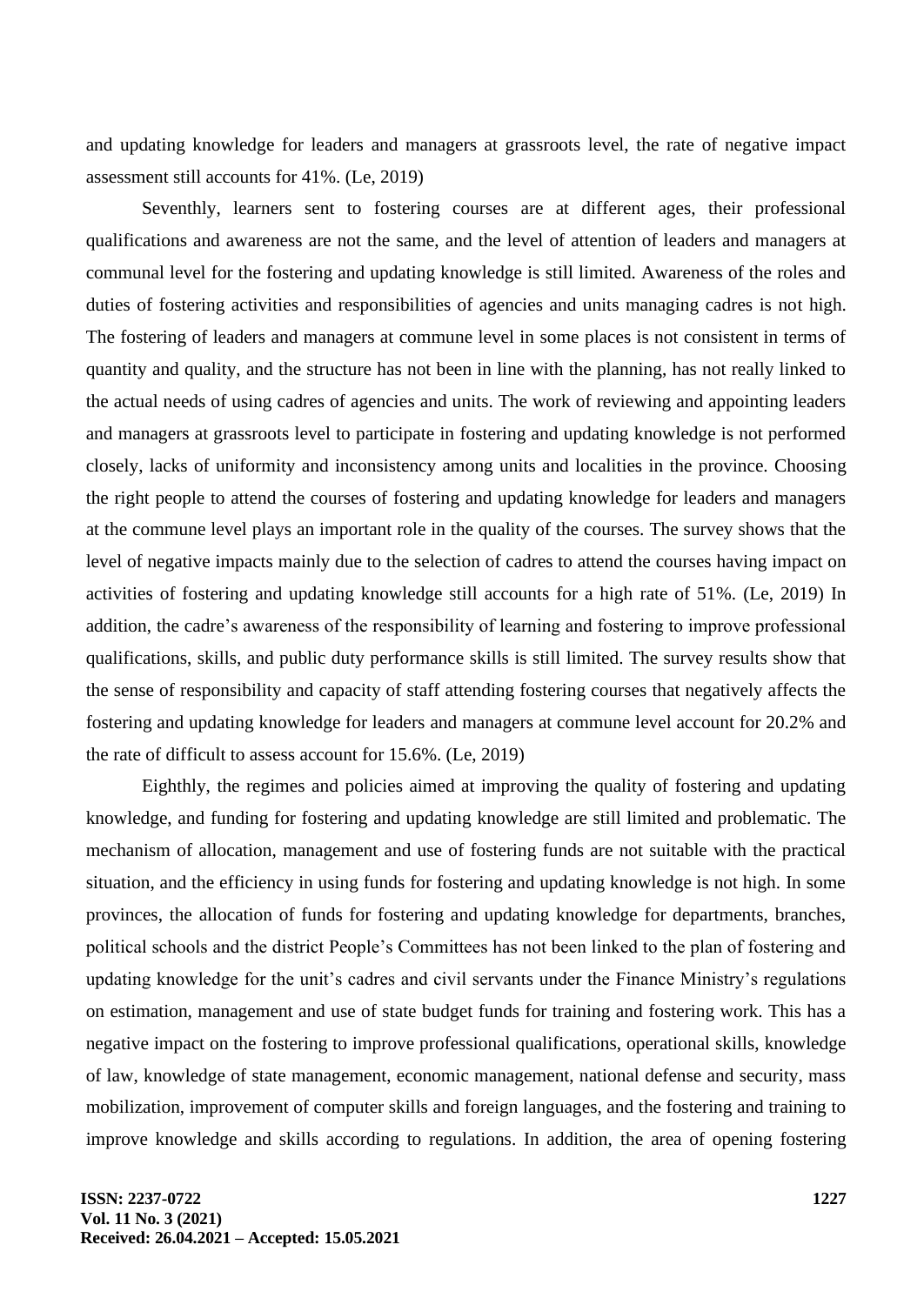and updating knowledge for leaders and managers at grassroots level, the rate of negative impact assessment still accounts for 41%. (Le, 2019)

Seventhly, learners sent to fostering courses are at different ages, their professional qualifications and awareness are not the same, and the level of attention of leaders and managers at communal level for the fostering and updating knowledge is still limited. Awareness of the roles and duties of fostering activities and responsibilities of agencies and units managing cadres is not high. The fostering of leaders and managers at commune level in some places is not consistent in terms of quantity and quality, and the structure has not been in line with the planning, has not really linked to the actual needs of using cadres of agencies and units. The work of reviewing and appointing leaders and managers at grassroots level to participate in fostering and updating knowledge is not performed closely, lacks of uniformity and inconsistency among units and localities in the province. Choosing the right people to attend the courses of fostering and updating knowledge for leaders and managers at the commune level plays an important role in the quality of the courses. The survey shows that the level of negative impacts mainly due to the selection of cadres to attend the courses having impact on activities of fostering and updating knowledge still accounts for a high rate of 51%. (Le, 2019) In addition, the cadre's awareness of the responsibility of learning and fostering to improve professional qualifications, skills, and public duty performance skills is still limited. The survey results show that the sense of responsibility and capacity of staff attending fostering courses that negatively affects the fostering and updating knowledge for leaders and managers at commune level account for 20.2% and the rate of difficult to assess account for 15.6%. (Le, 2019)

Eighthly, the regimes and policies aimed at improving the quality of fostering and updating knowledge, and funding for fostering and updating knowledge are still limited and problematic. The mechanism of allocation, management and use of fostering funds are not suitable with the practical situation, and the efficiency in using funds for fostering and updating knowledge is not high. In some provinces, the allocation of funds for fostering and updating knowledge for departments, branches, political schools and the district People's Committees has not been linked to the plan of fostering and updating knowledge for the unit's cadres and civil servants under the Finance Ministry's regulations on estimation, management and use of state budget funds for training and fostering work. This has a negative impact on the fostering to improve professional qualifications, operational skills, knowledge of law, knowledge of state management, economic management, national defense and security, mass mobilization, improvement of computer skills and foreign languages, and the fostering and training to improve knowledge and skills according to regulations. In addition, the area of opening fostering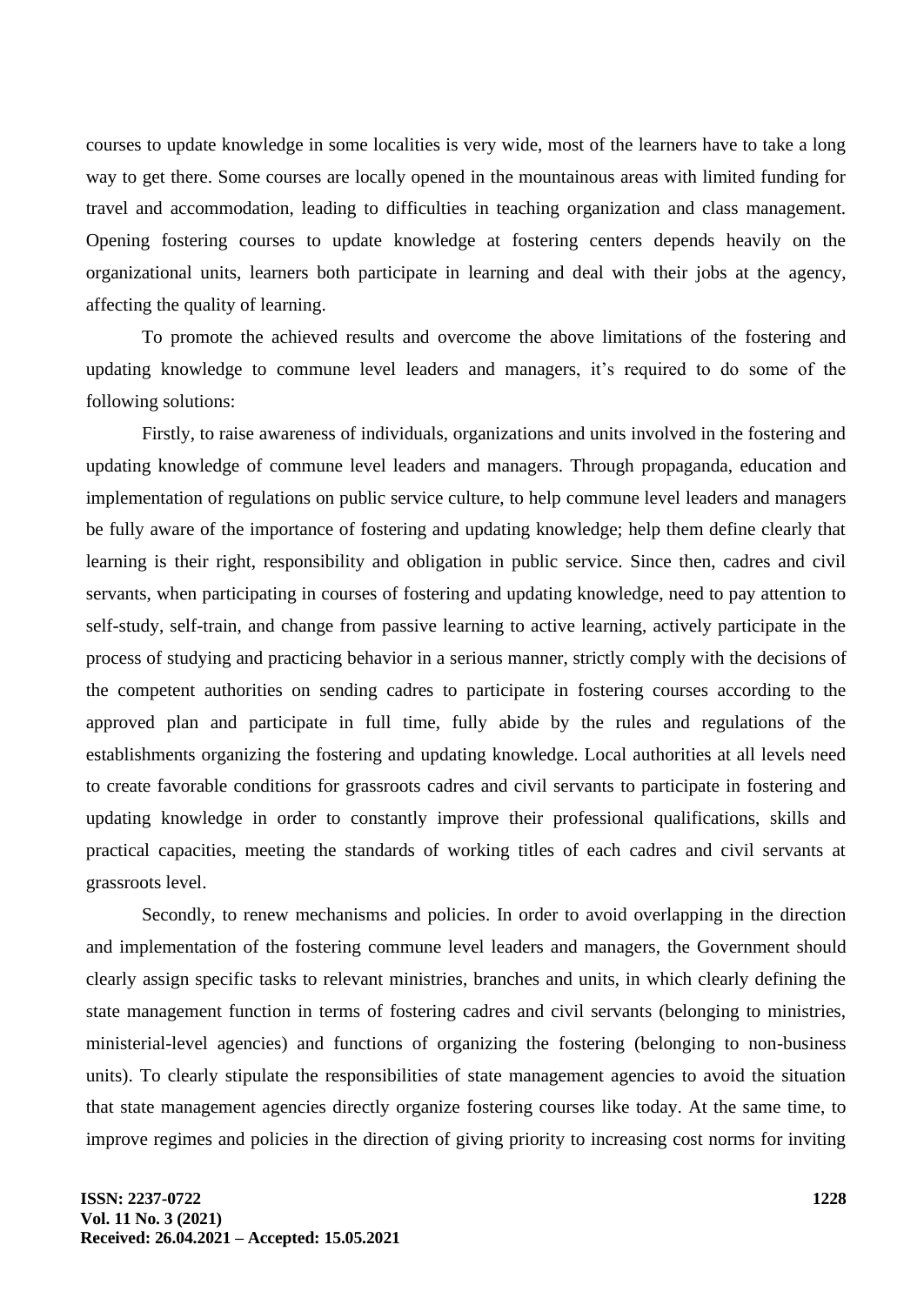courses to update knowledge in some localities is very wide, most of the learners have to take a long way to get there. Some courses are locally opened in the mountainous areas with limited funding for travel and accommodation, leading to difficulties in teaching organization and class management. Opening fostering courses to update knowledge at fostering centers depends heavily on the organizational units, learners both participate in learning and deal with their jobs at the agency, affecting the quality of learning.

To promote the achieved results and overcome the above limitations of the fostering and updating knowledge to commune level leaders and managers, it's required to do some of the following solutions:

Firstly, to raise awareness of individuals, organizations and units involved in the fostering and updating knowledge of commune level leaders and managers. Through propaganda, education and implementation of regulations on public service culture, to help commune level leaders and managers be fully aware of the importance of fostering and updating knowledge; help them define clearly that learning is their right, responsibility and obligation in public service. Since then, cadres and civil servants, when participating in courses of fostering and updating knowledge, need to pay attention to self-study, self-train, and change from passive learning to active learning, actively participate in the process of studying and practicing behavior in a serious manner, strictly comply with the decisions of the competent authorities on sending cadres to participate in fostering courses according to the approved plan and participate in full time, fully abide by the rules and regulations of the establishments organizing the fostering and updating knowledge. Local authorities at all levels need to create favorable conditions for grassroots cadres and civil servants to participate in fostering and updating knowledge in order to constantly improve their professional qualifications, skills and practical capacities, meeting the standards of working titles of each cadres and civil servants at grassroots level.

Secondly, to renew mechanisms and policies. In order to avoid overlapping in the direction and implementation of the fostering commune level leaders and managers, the Government should clearly assign specific tasks to relevant ministries, branches and units, in which clearly defining the state management function in terms of fostering cadres and civil servants (belonging to ministries, ministerial-level agencies) and functions of organizing the fostering (belonging to non-business units). To clearly stipulate the responsibilities of state management agencies to avoid the situation that state management agencies directly organize fostering courses like today. At the same time, to improve regimes and policies in the direction of giving priority to increasing cost norms for inviting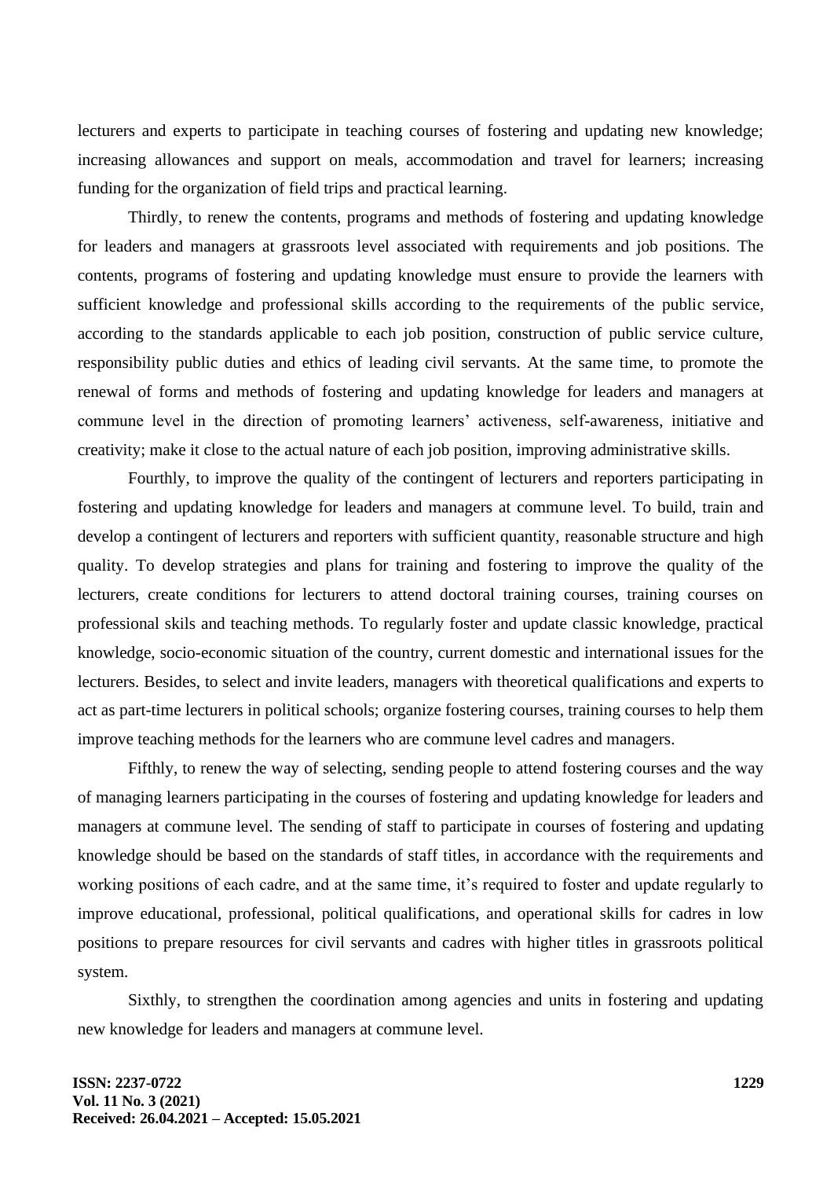lecturers and experts to participate in teaching courses of fostering and updating new knowledge; increasing allowances and support on meals, accommodation and travel for learners; increasing funding for the organization of field trips and practical learning.

Thirdly, to renew the contents, programs and methods of fostering and updating knowledge for leaders and managers at grassroots level associated with requirements and job positions. The contents, programs of fostering and updating knowledge must ensure to provide the learners with sufficient knowledge and professional skills according to the requirements of the public service, according to the standards applicable to each job position, construction of public service culture, responsibility public duties and ethics of leading civil servants. At the same time, to promote the renewal of forms and methods of fostering and updating knowledge for leaders and managers at commune level in the direction of promoting learners' activeness, self-awareness, initiative and creativity; make it close to the actual nature of each job position, improving administrative skills.

Fourthly, to improve the quality of the contingent of lecturers and reporters participating in fostering and updating knowledge for leaders and managers at commune level. To build, train and develop a contingent of lecturers and reporters with sufficient quantity, reasonable structure and high quality. To develop strategies and plans for training and fostering to improve the quality of the lecturers, create conditions for lecturers to attend doctoral training courses, training courses on professional skils and teaching methods. To regularly foster and update classic knowledge, practical knowledge, socio-economic situation of the country, current domestic and international issues for the lecturers. Besides, to select and invite leaders, managers with theoretical qualifications and experts to act as part-time lecturers in political schools; organize fostering courses, training courses to help them improve teaching methods for the learners who are commune level cadres and managers.

Fifthly, to renew the way of selecting, sending people to attend fostering courses and the way of managing learners participating in the courses of fostering and updating knowledge for leaders and managers at commune level. The sending of staff to participate in courses of fostering and updating knowledge should be based on the standards of staff titles, in accordance with the requirements and working positions of each cadre, and at the same time, it's required to foster and update regularly to improve educational, professional, political qualifications, and operational skills for cadres in low positions to prepare resources for civil servants and cadres with higher titles in grassroots political system.

Sixthly, to strengthen the coordination among agencies and units in fostering and updating new knowledge for leaders and managers at commune level.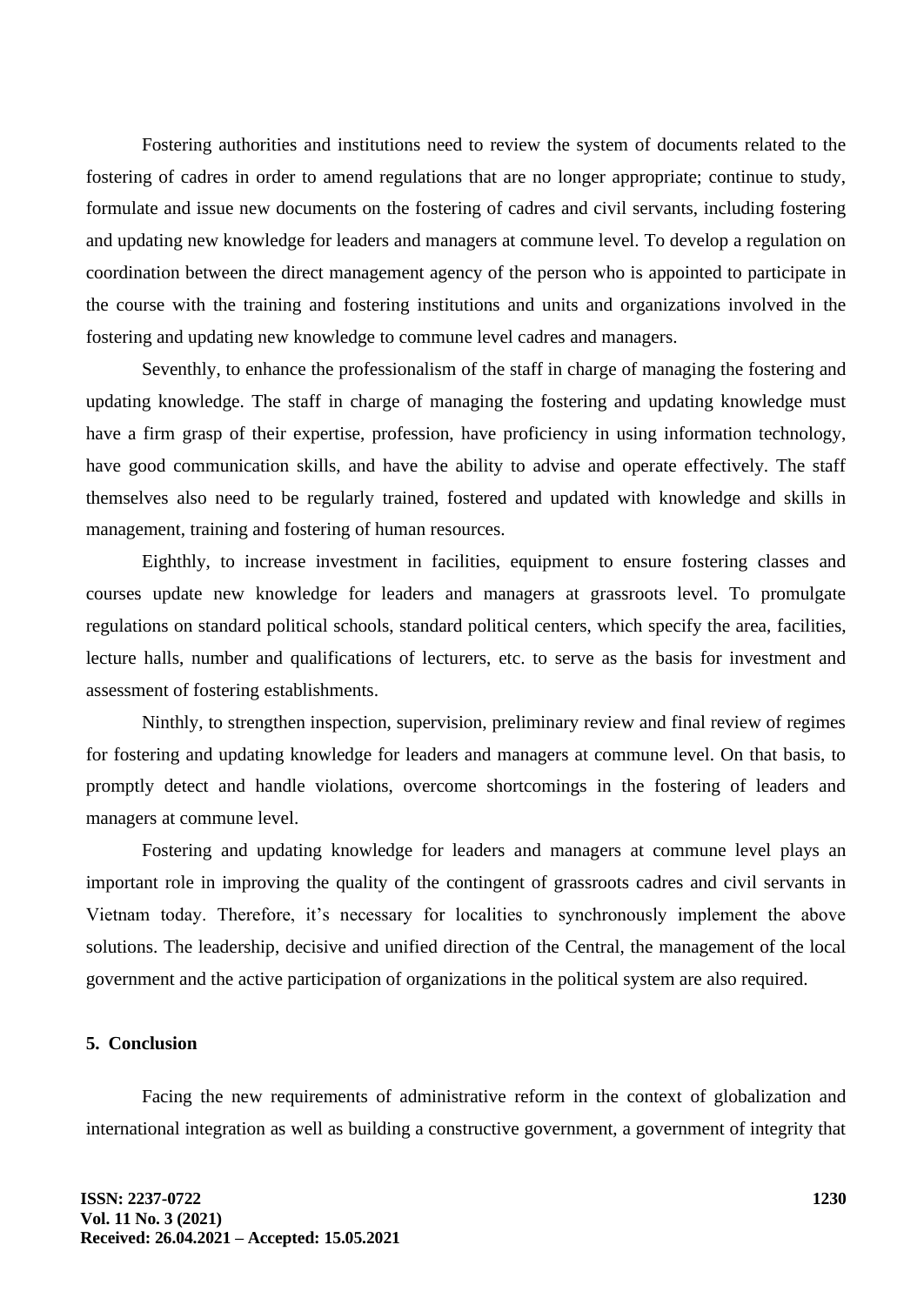Fostering authorities and institutions need to review the system of documents related to the fostering of cadres in order to amend regulations that are no longer appropriate; continue to study, formulate and issue new documents on the fostering of cadres and civil servants, including fostering and updating new knowledge for leaders and managers at commune level. To develop a regulation on coordination between the direct management agency of the person who is appointed to participate in the course with the training and fostering institutions and units and organizations involved in the fostering and updating new knowledge to commune level cadres and managers.

Seventhly, to enhance the professionalism of the staff in charge of managing the fostering and updating knowledge. The staff in charge of managing the fostering and updating knowledge must have a firm grasp of their expertise, profession, have proficiency in using information technology, have good communication skills, and have the ability to advise and operate effectively. The staff themselves also need to be regularly trained, fostered and updated with knowledge and skills in management, training and fostering of human resources.

Eighthly, to increase investment in facilities, equipment to ensure fostering classes and courses update new knowledge for leaders and managers at grassroots level. To promulgate regulations on standard political schools, standard political centers, which specify the area, facilities, lecture halls, number and qualifications of lecturers, etc. to serve as the basis for investment and assessment of fostering establishments.

Ninthly, to strengthen inspection, supervision, preliminary review and final review of regimes for fostering and updating knowledge for leaders and managers at commune level. On that basis, to promptly detect and handle violations, overcome shortcomings in the fostering of leaders and managers at commune level.

Fostering and updating knowledge for leaders and managers at commune level plays an important role in improving the quality of the contingent of grassroots cadres and civil servants in Vietnam today. Therefore, it's necessary for localities to synchronously implement the above solutions. The leadership, decisive and unified direction of the Central, the management of the local government and the active participation of organizations in the political system are also required.

## 5. Conclusion

Facing the new requirements of administrative reform in the context of globalization and international integration as well as building a constructive government, a government of integrity that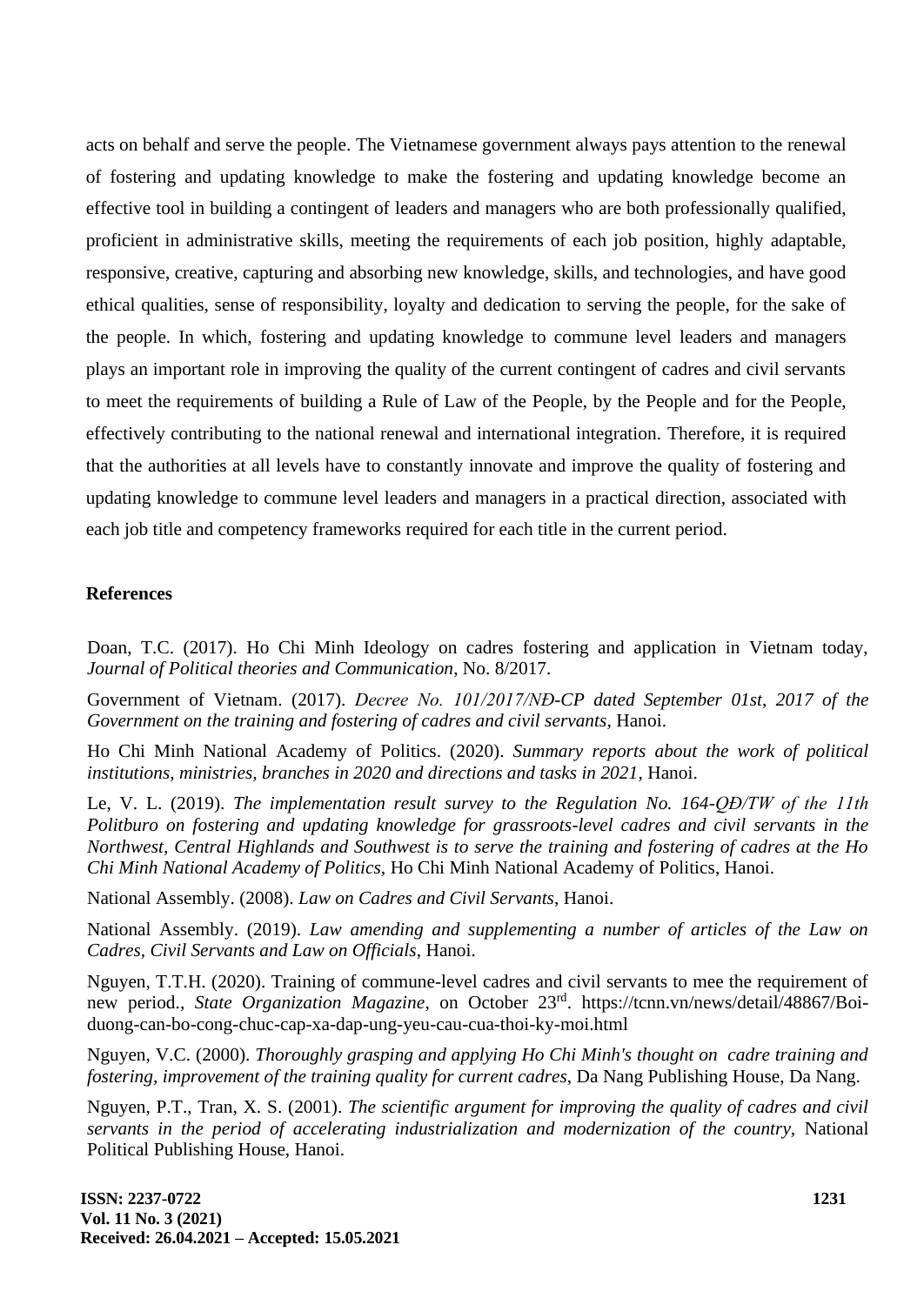acts on behalf and serve the people. The Vietnamese government always pays attention to the renewal of fostering and updating knowledge to make the fostering and updating knowledge become an effective tool in building a contingent of leaders and managers who are both professionally qualified, proficient in administrative skills, meeting the requirements of each job position, highly adaptable, responsive, creative, capturing and absorbing new knowledge, skills, and technologies, and have good ethical qualities, sense of responsibility, loyalty and dedication to serving the people, for the sake of the people. In which, fostering and updating knowledge to commune level leaders and managers plays an important role in improving the quality of the current contingent of cadres and civil servants to meet the requirements of building a Rule of Law of the People, by the People and for the People, effectively contributing to the national renewal and international integration. Therefore, it is required that the authorities at all levels have to constantly innovate and improve the quality of fostering and updating knowledge to commune level leaders and managers in a practical direction, associated with each job title and competency frameworks required for each title in the current period.

## References

Doan, T.C. (2017). Ho Chi Minh Ideology on cadres fostering and application in Vietnam today, *Journal of Political theories and Communication*, No. 8/2017.

Government of Vietnam. (2017). *Decree No. 101/2017/NĐ-CP dated September 01st, 2017 of the Government on the training and fostering of cadres and civil servants*, Hanoi.

Ho Chi Minh National Academy of Politics. (2020). *Summary reports about the work of political institutions, ministries, branches in 2020 and directions and tasks in 2021*, Hanoi.

Le, V. L. (2019). *The implementation result survey to the Regulation No. 164-QĐ/TW of the 11th Politburo on fostering and updating knowledge for grassroots-level cadres and civil servants in the Northwest, Central Highlands and Southwest is to serve the training and fostering of cadres at the Ho Chi Minh National Academy of Politics*, Ho Chi Minh National Academy of Politics, Hanoi.

National Assembly. (2008). *Law on Cadres and Civil Servants*, Hanoi.

National Assembly. (2019). *Law amending and supplementing a number of articles of the Law on Cadres, Civil Servants and Law on Officials*, Hanoi.

Nguyen, T.T.H. (2020). Training of commune-level cadres and civil servants to mee the requirement of new period., *State Organization Magazine*, on October 23rd. https://tcnn.vn/news/detail/48867/Boi-duong-can-bo-cong-chuc-cap-xa-dap-ung-yeu-cau-cua-thoi-ky-moi.html

Nguyen, V.C. (2000). *Thoroughly grasping and applying Ho Chi Minh's thought on cadre training and fostering, improvement of the training quality for current cadres*, Da Nang Publishing House, Da Nang.

Nguyen, P.T., Tran, X. S. (2001). *The scientific argument for improving the quality of cadres and civil servants in the period of accelerating industrialization and modernization of the country*, National Political Publishing House, Hanoi.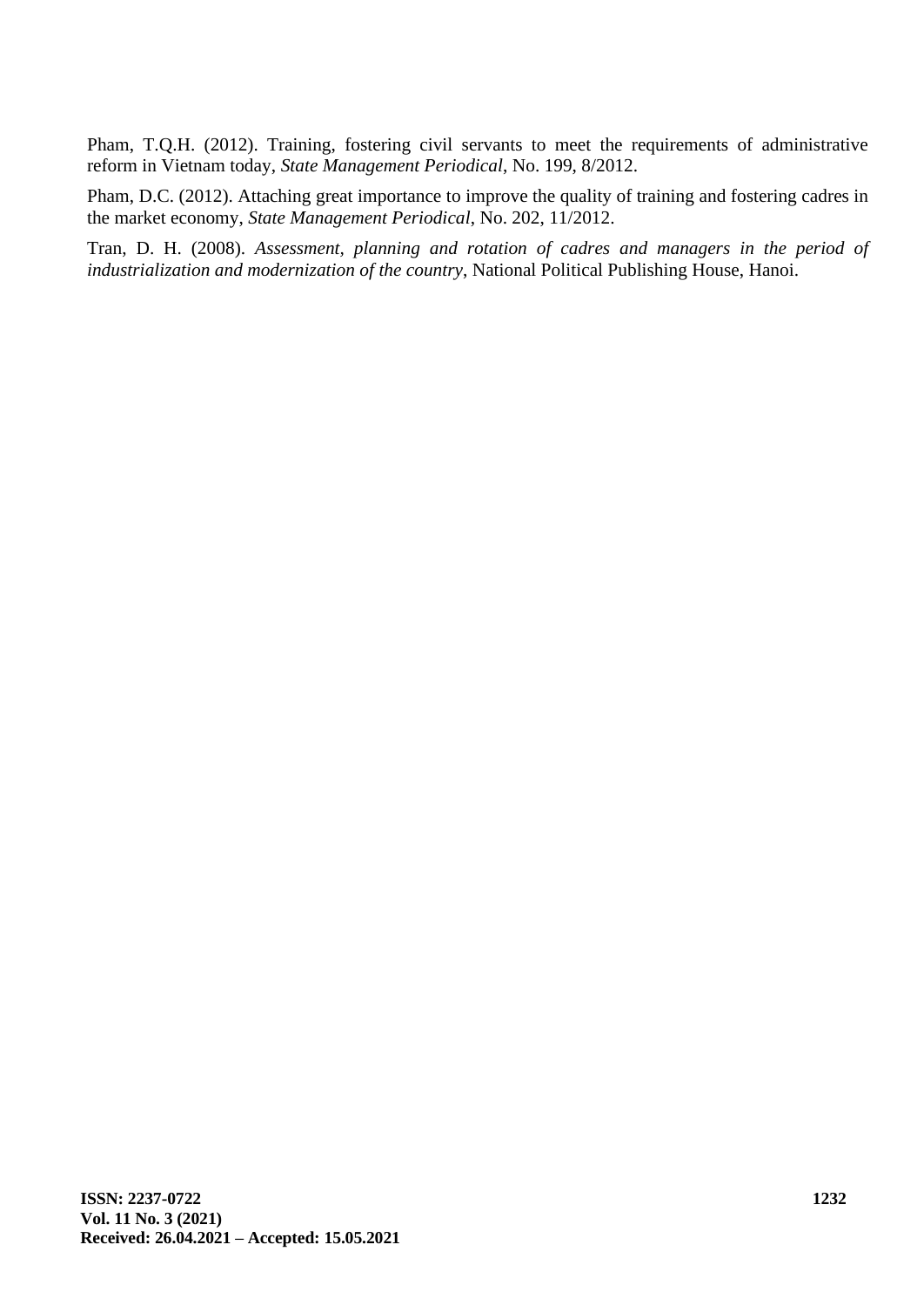Pham, T.Q.H. (2012). Training, fostering civil servants to meet the requirements of administrative reform in Vietnam today, *State Management Periodical*, No. 199, 8/2012.

Pham, D.C. (2012). Attaching great importance to improve the quality of training and fostering cadres in the market economy, *State Management Periodical*, No. 202, 11/2012.

Tran, D. H. (2008). *Assessment, planning and rotation of cadres and managers in the period of industrialization and modernization of the country*, National Political Publishing House, Hanoi.